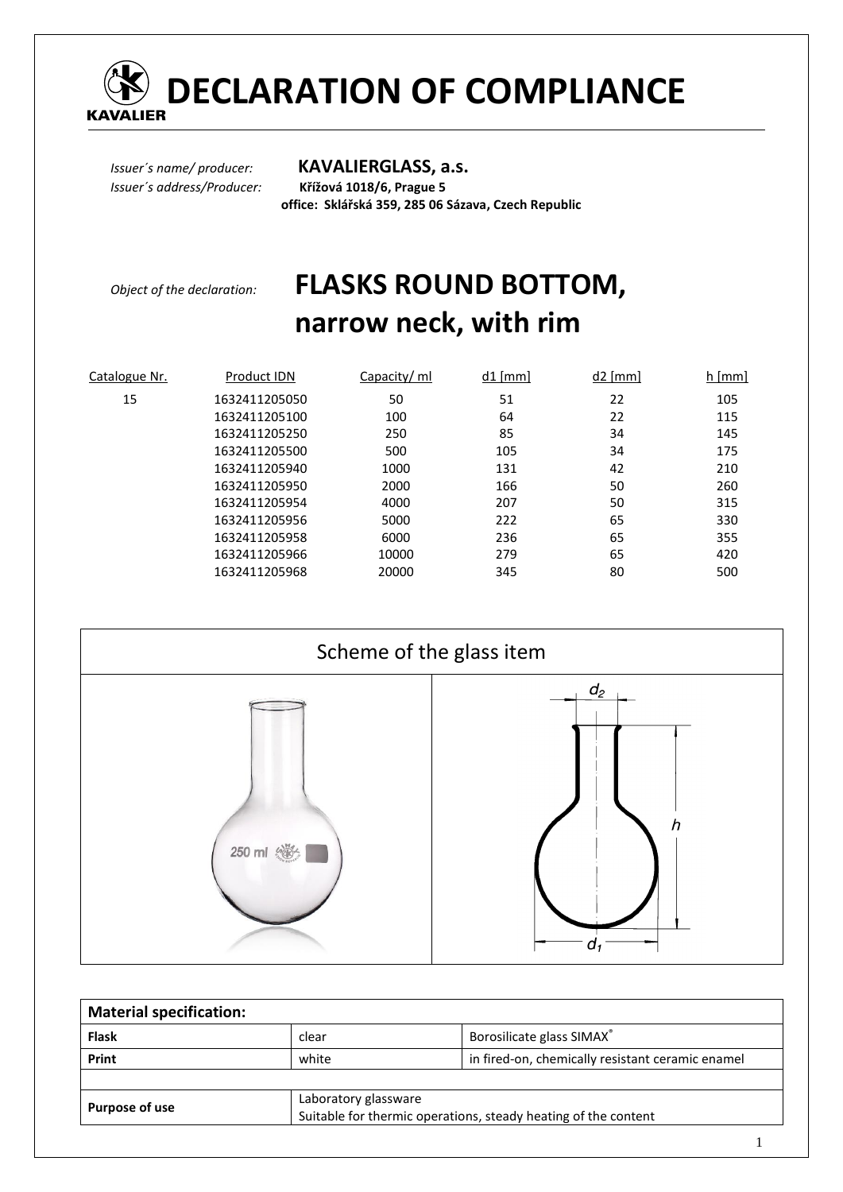# DECLARATION OF COMPLIANCE

*Issuer´s name/ producer:* **KAVALIERGLASS, a.s.**

*Issuer´s address/Producer:* **Křížová 1018/6, Prague 5**

**office: Sklářská 359, 285 06 Sázava, Czech Republic**

*Object of the declaration:*

# FLASKS ROUND BOTTOM, narrow neck, with rim

| Catalogue Nr. | Product IDN | Capacity/ ml | d1 [mm] | d2 [mm] | h [mm] |
|---|---|---|---|---|---|
| 15 | 1632411205050 | 50 | 51 | 22 | 105 |
| | 1632411205100 | 100 | 64 | 22 | 115 |
| | 1632411205250 | 250 | 85 | 34 | 145 |
| | 1632411205500 | 500 | 105 | 34 | 175 |
| | 1632411205940 | 1000 | 131 | 42 | 210 |
| | 1632411205950 | 2000 | 166 | 50 | 260 |
| | 1632411205954 | 4000 | 207 | 50 | 315 |
| | 1632411205956 | 5000 | 222 | 65 | 330 |
| | 1632411205958 | 6000 | 236 | 65 | 355 |
| | 1632411205966 | 10000 | 279 | 65 | 420 |
| | 1632411205968 | 20000 | 345 | 80 | 500 |

Scheme of the glass item

| Material specification: | | |
|---|---|---|
| **Flask** | clear | Borosilicate glass SIMAX® |
| **Print** | white | in fired-on, chemically resistant ceramic enamel |
| | | |
| **Purpose of use** | Laboratory glassware<br>Suitable for thermic operations, steady heating of the content | |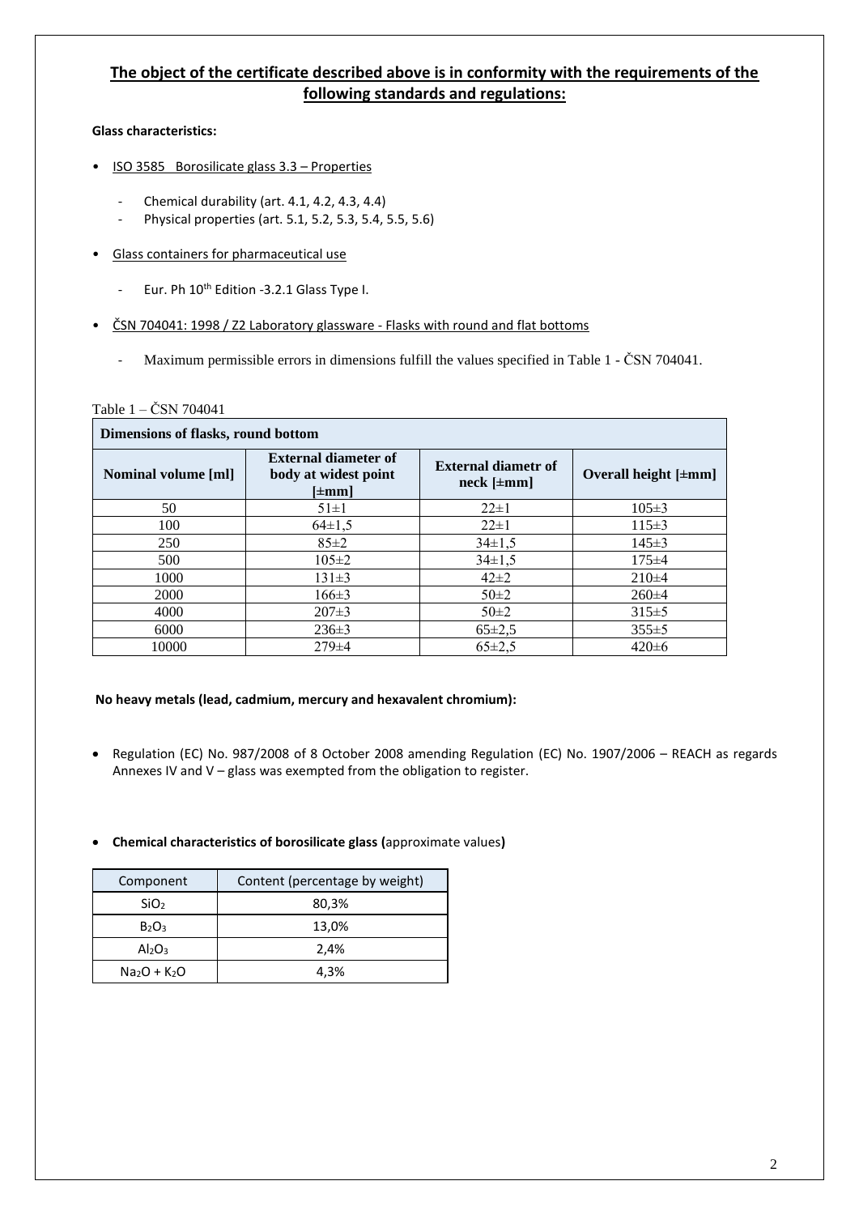## The object of the certificate described above is in conformity with the requirements of the following standards and regulations:

**Glass characteristics:**

- ISO 3585 Borosilicate glass 3.3 – Properties
  - Chemical durability (art. 4.1, 4.2, 4.3, 4.4)
  - Physical properties (art. 5.1, 5.2, 5.3, 5.4, 5.5, 5.6)
- Glass containers for pharmaceutical use
  - Eur. Ph 10th Edition -3.2.1 Glass Type I.
- ČSN 704041: 1998 / Z2 Laboratory glassware - Flasks with round and flat bottoms
  - Maximum permissible errors in dimensions fulfill the values specified in Table 1 - ČSN 704041.

Table 1 – ČSN 704041

| Dimensions of flasks, round bottom | | | |
|---|---|---|---|
| **Nominal volume [ml]** | **External diameter of body at widest point [±mm]** | **External diametr of neck [±mm]** | **Overall height [±mm]** |
| 50 | 51±1 | 22±1 | 105±3 |
| 100 | 64±1,5 | 22±1 | 115±3 |
| 250 | 85±2 | 34±1,5 | 145±3 |
| 500 | 105±2 | 34±1,5 | 175±4 |
| 1000 | 131±3 | 42±2 | 210±4 |
| 2000 | 166±3 | 50±2 | 260±4 |
| 4000 | 207±3 | 50±2 | 315±5 |
| 6000 | 236±3 | 65±2,5 | 355±5 |
| 10000 | 279±4 | 65±2,5 | 420±6 |

**No heavy metals (lead, cadmium, mercury and hexavalent chromium):**

- Regulation (EC) No. 987/2008 of 8 October 2008 amending Regulation (EC) No. 1907/2006 – REACH as regards Annexes IV and V – glass was exempted from the obligation to register.

- **Chemical characteristics of borosilicate glass (**approximate values**)**

| Component | Content (percentage by weight) |
|---|---|
| $SiO_2$ | 80,3% |
| $B_2O_3$ | 13,0% |
| $Al_2O_3$ | 2,4% |
| $Na_2O + K_2O$ | 4,3% |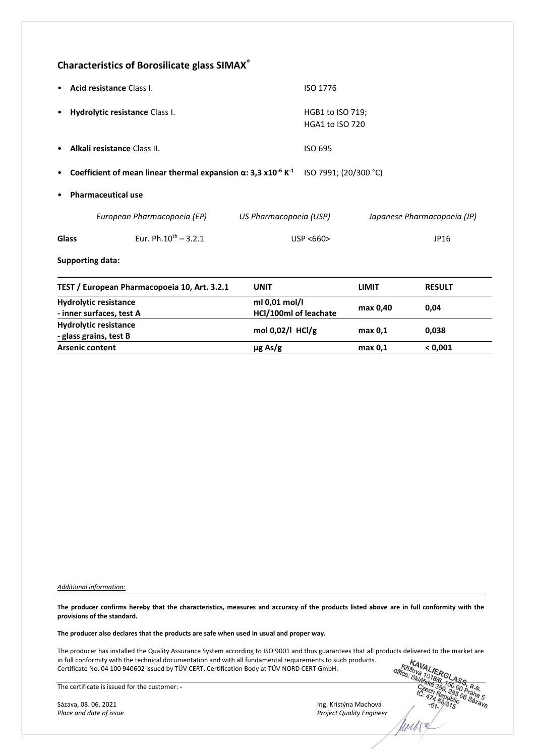## Characteristics of Borosilicate glass SIMAX®

- **Acid resistance** Class I. — ISO 1776
- **Hydrolytic resistance** Class I. — HGB1 to ISO 719; HGA1 to ISO 720
- **Alkali resistance** Class II. — ISO 695
- **Coefficient of mean linear thermal expansion α: 3,3 x$10^{-6}$ $K^{-1}$** — ISO 7991; (20/300 °C)
- **Pharmaceutical use**

| | *European Pharmacopoeia (EP)* | *US Pharmacopoeia (USP)* | *Japanese Pharmacopoeia (JP)* |
|---|---|---|---|
| **Glass** | Eur. Ph.10th – 3.2.1 | USP <660> | JP16 |

**Supporting data:**

| TEST / European Pharmacopoeia 10, Art. 3.2.1 | UNIT | LIMIT | RESULT |
|---|---|---|---|
| **Hydrolytic resistance - inner surfaces, test A** | **ml 0,01 mol/l HCl/100ml of leachate** | **max 0,40** | **0,04** |
| **Hydrolytic resistance - glass grains, test B** | **mol 0,02/l HCl/g** | **max 0,1** | **0,038** |
| **Arsenic content** | **µg As/g** | **max 0,1** | **< 0,001** |

*Additional information:*

**The producer confirms hereby that the characteristics, measures and accuracy of the products listed above are in full conformity with the provisions of the standard.**

**The producer also declares that the products are safe when used in usual and proper way.**

The producer has installed the Quality Assurance System according to ISO 9001 and thus guarantees that all products delivered to the market are in full conformity with the technical documentation and with all fundamental requirements to such products. Certificate No. 04 100 940602 issued by TÜV CERT, Certification Body at TÜV NORD CERT GmbH.

KAVALIERGLASS, a.s.
Křížová 1018/6, 150 00 Praha 5
Office: Sklářská 359, 285 06 Sázava
Czech Republic
IČ: 474 68/815
-61-

The certificate is issued for the customer: -

Sázava, 08. 06. 2021
*Place and date of issue*

Ing. Kristýna Machová
*Project Quality Engineer*